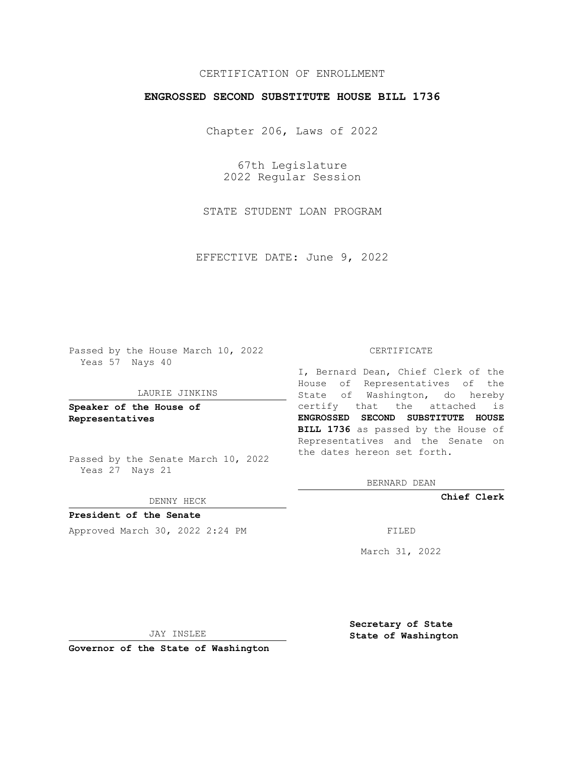CERTIFICATION OF ENROLLMENT

**ENGROSSED SECOND SUBSTITUTE HOUSE BILL 1736**

Chapter 206, Laws of 2022

67th Legislature
2022 Regular Session

STATE STUDENT LOAN PROGRAM

EFFECTIVE DATE: June 9, 2022

Passed by the House March 10, 2022
Yeas 57 Nays 40

LAURIE JINKINS

**Speaker of the House of Representatives**

Passed by the Senate March 10, 2022
Yeas 27 Nays 21

DENNY HECK

**President of the Senate**

Approved March 30, 2022 2:24 PM

JAY INSLEE

**Governor of the State of Washington**

CERTIFICATE

I, Bernard Dean, Chief Clerk of the House of Representatives of the State of Washington, do hereby certify that the attached is **ENGROSSED SECOND SUBSTITUTE HOUSE BILL 1736** as passed by the House of Representatives and the Senate on the dates hereon set forth.

BERNARD DEAN

**Chief Clerk**

FILED

March 31, 2022

**Secretary of State**
**State of Washington**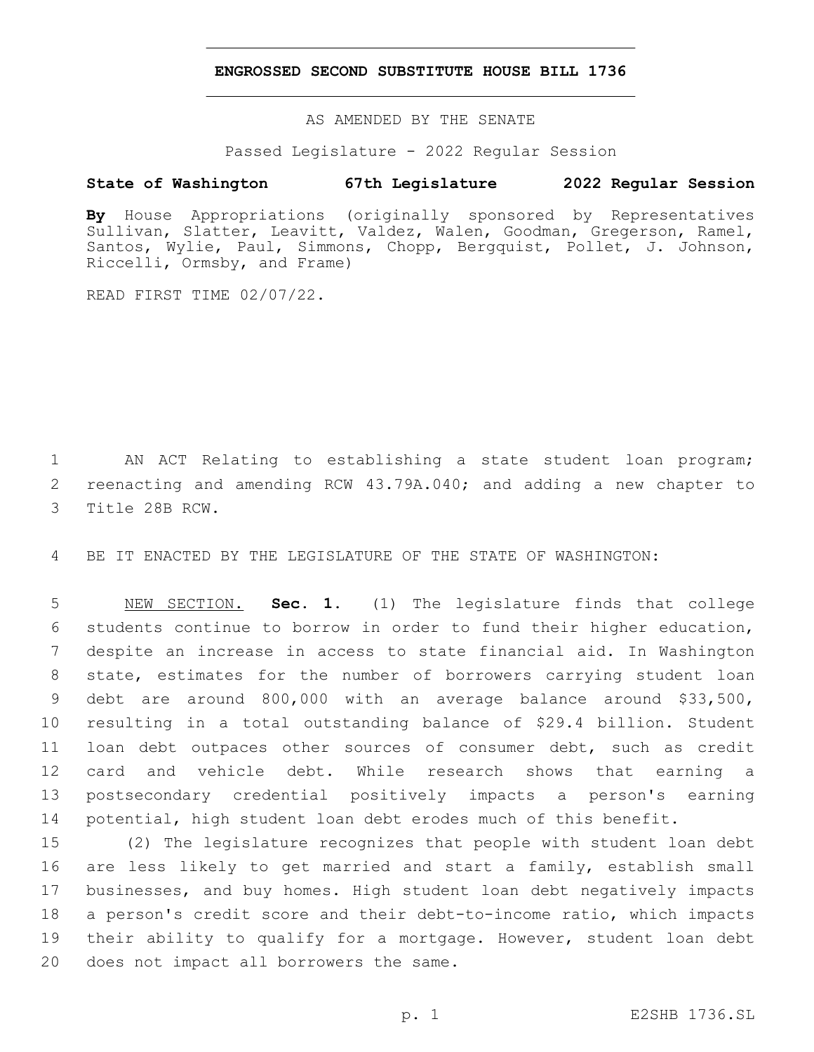**ENGROSSED SECOND SUBSTITUTE HOUSE BILL 1736**

AS AMENDED BY THE SENATE

Passed Legislature - 2022 Regular Session

**State of Washington 67th Legislature 2022 Regular Session**

**By** House Appropriations (originally sponsored by Representatives Sullivan, Slatter, Leavitt, Valdez, Walen, Goodman, Gregerson, Ramel, Santos, Wylie, Paul, Simmons, Chopp, Bergquist, Pollet, J. Johnson, Riccelli, Ormsby, and Frame)

READ FIRST TIME 02/07/22.

1 AN ACT Relating to establishing a state student loan program; 2 reenacting and amending RCW 43.79A.040; and adding a new chapter to 3 Title 28B RCW.

4 BE IT ENACTED BY THE LEGISLATURE OF THE STATE OF WASHINGTON:

5 NEW SECTION. **Sec. 1.** (1) The legislature finds that college 6 students continue to borrow in order to fund their higher education, 7 despite an increase in access to state financial aid. In Washington 8 state, estimates for the number of borrowers carrying student loan 9 debt are around 800,000 with an average balance around $33,500, 10 resulting in a total outstanding balance of $29.4 billion. Student 11 loan debt outpaces other sources of consumer debt, such as credit 12 card and vehicle debt. While research shows that earning a 13 postsecondary credential positively impacts a person's earning 14 potential, high student loan debt erodes much of this benefit.

15 (2) The legislature recognizes that people with student loan debt 16 are less likely to get married and start a family, establish small 17 businesses, and buy homes. High student loan debt negatively impacts 18 a person's credit score and their debt-to-income ratio, which impacts 19 their ability to qualify for a mortgage. However, student loan debt 20 does not impact all borrowers the same.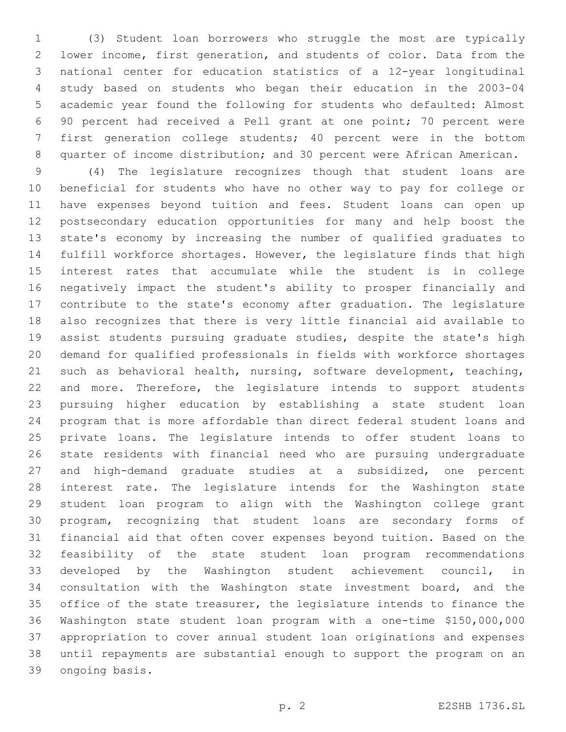(3) Student loan borrowers who struggle the most are typically lower income, first generation, and students of color. Data from the national center for education statistics of a 12-year longitudinal study based on students who began their education in the 2003-04 academic year found the following for students who defaulted: Almost 90 percent had received a Pell grant at one point; 70 percent were first generation college students; 40 percent were in the bottom quarter of income distribution; and 30 percent were African American.

(4) The legislature recognizes though that student loans are beneficial for students who have no other way to pay for college or have expenses beyond tuition and fees. Student loans can open up postsecondary education opportunities for many and help boost the state's economy by increasing the number of qualified graduates to fulfill workforce shortages. However, the legislature finds that high interest rates that accumulate while the student is in college negatively impact the student's ability to prosper financially and contribute to the state's economy after graduation. The legislature also recognizes that there is very little financial aid available to assist students pursuing graduate studies, despite the state's high demand for qualified professionals in fields with workforce shortages such as behavioral health, nursing, software development, teaching, and more. Therefore, the legislature intends to support students pursuing higher education by establishing a state student loan program that is more affordable than direct federal student loans and private loans. The legislature intends to offer student loans to state residents with financial need who are pursuing undergraduate and high-demand graduate studies at a subsidized, one percent interest rate. The legislature intends for the Washington state student loan program to align with the Washington college grant program, recognizing that student loans are secondary forms of financial aid that often cover expenses beyond tuition. Based on the feasibility of the state student loan program recommendations developed by the Washington student achievement council, in consultation with the Washington state investment board, and the office of the state treasurer, the legislature intends to finance the Washington state student loan program with a one-time $150,000,000 appropriation to cover annual student loan originations and expenses until repayments are substantial enough to support the program on an ongoing basis.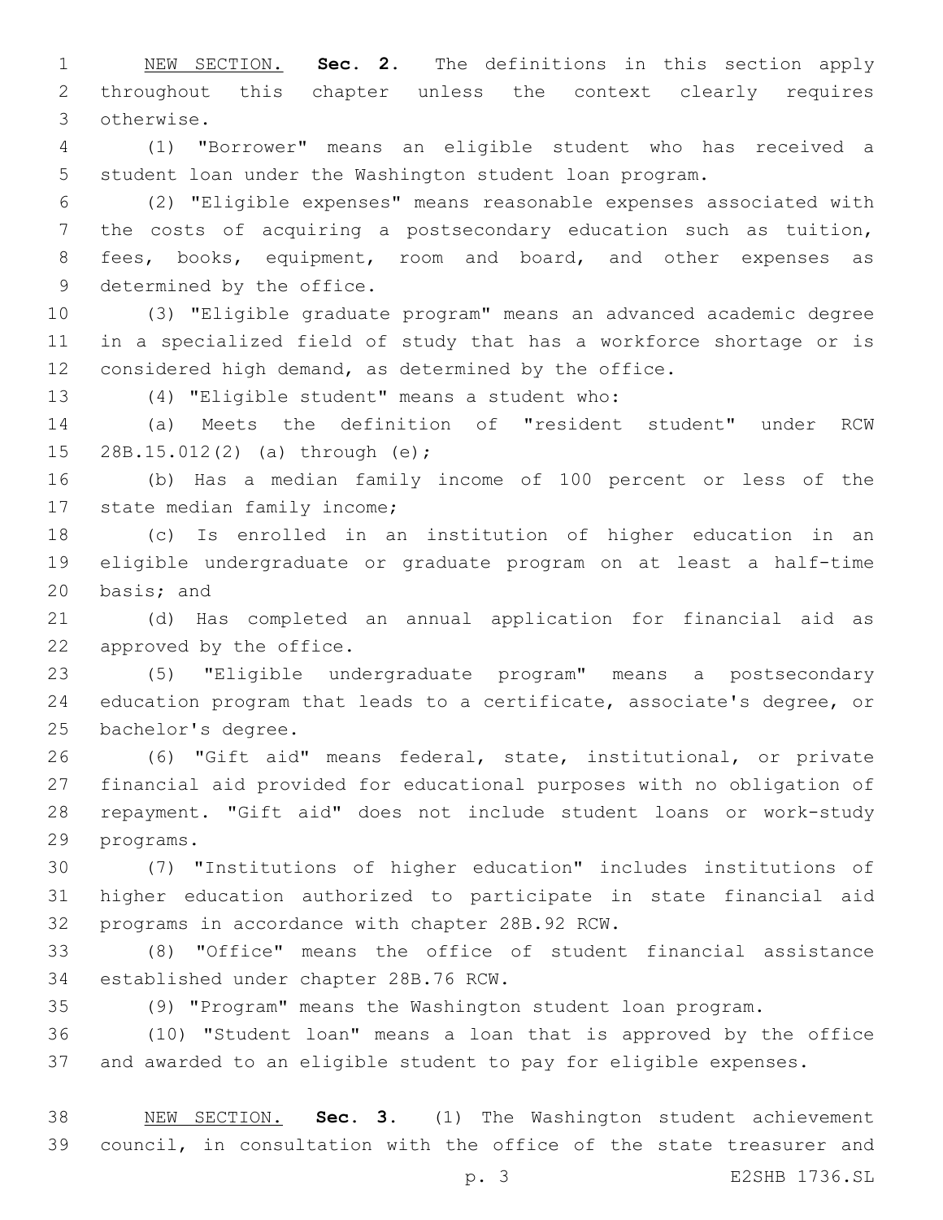NEW SECTION. **Sec. 2.** The definitions in this section apply throughout this chapter unless the context clearly requires otherwise.

(1) "Borrower" means an eligible student who has received a student loan under the Washington student loan program.

(2) "Eligible expenses" means reasonable expenses associated with the costs of acquiring a postsecondary education such as tuition, fees, books, equipment, room and board, and other expenses as determined by the office.

(3) "Eligible graduate program" means an advanced academic degree in a specialized field of study that has a workforce shortage or is considered high demand, as determined by the office.

(4) "Eligible student" means a student who:

(a) Meets the definition of "resident student" under RCW 28B.15.012(2) (a) through (e);

(b) Has a median family income of 100 percent or less of the state median family income;

(c) Is enrolled in an institution of higher education in an eligible undergraduate or graduate program on at least a half-time basis; and

(d) Has completed an annual application for financial aid as approved by the office.

(5) "Eligible undergraduate program" means a postsecondary education program that leads to a certificate, associate's degree, or bachelor's degree.

(6) "Gift aid" means federal, state, institutional, or private financial aid provided for educational purposes with no obligation of repayment. "Gift aid" does not include student loans or work-study programs.

(7) "Institutions of higher education" includes institutions of higher education authorized to participate in state financial aid programs in accordance with chapter 28B.92 RCW.

(8) "Office" means the office of student financial assistance established under chapter 28B.76 RCW.

(9) "Program" means the Washington student loan program.

(10) "Student loan" means a loan that is approved by the office and awarded to an eligible student to pay for eligible expenses.

NEW SECTION. **Sec. 3.** (1) The Washington student achievement council, in consultation with the office of the state treasurer and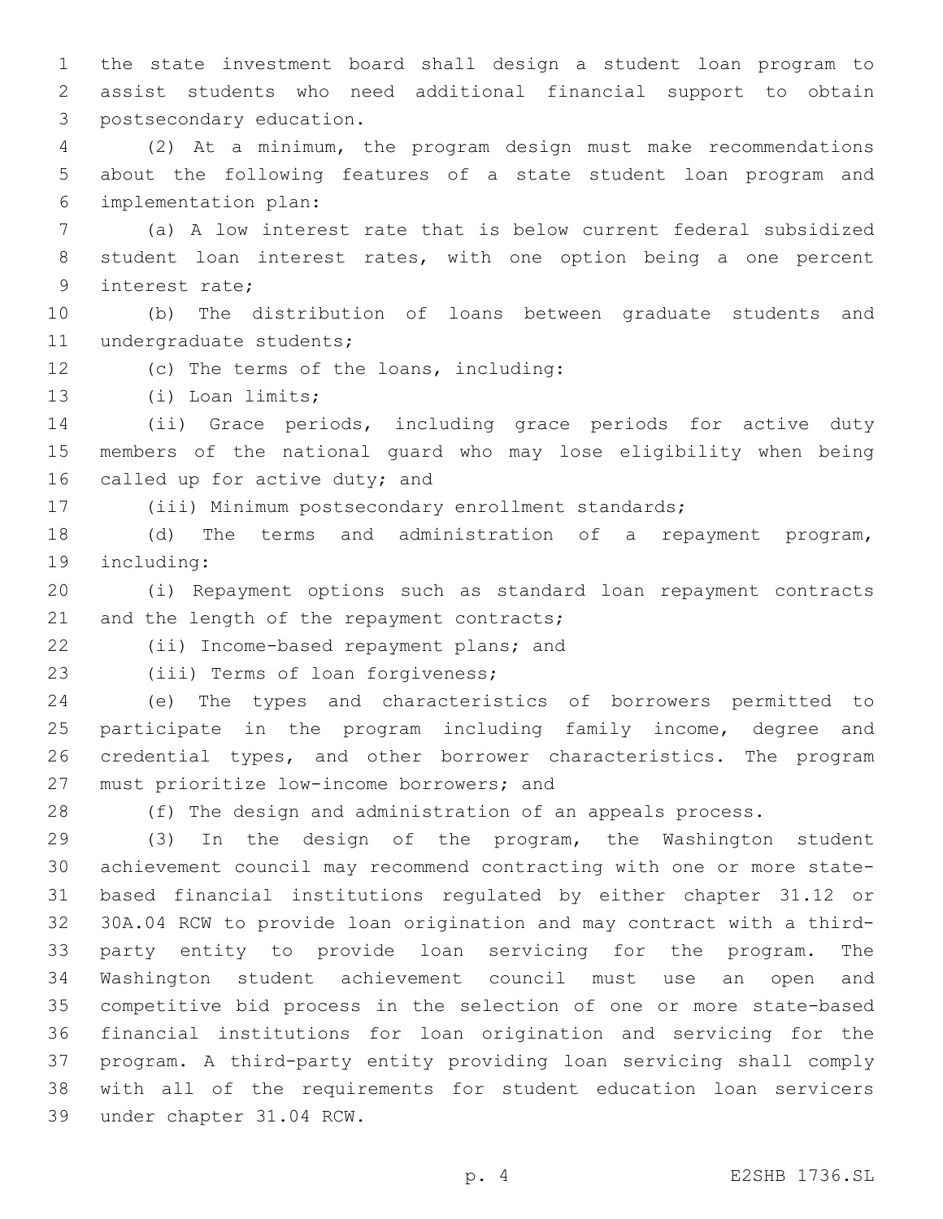the state investment board shall design a student loan program to assist students who need additional financial support to obtain postsecondary education.

(2) At a minimum, the program design must make recommendations about the following features of a state student loan program and implementation plan:

(a) A low interest rate that is below current federal subsidized student loan interest rates, with one option being a one percent interest rate;

(b) The distribution of loans between graduate students and undergraduate students;

(c) The terms of the loans, including:

(i) Loan limits;

(ii) Grace periods, including grace periods for active duty members of the national guard who may lose eligibility when being called up for active duty; and

(iii) Minimum postsecondary enrollment standards;

(d) The terms and administration of a repayment program, including:

(i) Repayment options such as standard loan repayment contracts and the length of the repayment contracts;

(ii) Income-based repayment plans; and

(iii) Terms of loan forgiveness;

(e) The types and characteristics of borrowers permitted to participate in the program including family income, degree and credential types, and other borrower characteristics. The program must prioritize low-income borrowers; and

(f) The design and administration of an appeals process.

(3) In the design of the program, the Washington student achievement council may recommend contracting with one or more state-based financial institutions regulated by either chapter 31.12 or 30A.04 RCW to provide loan origination and may contract with a third-party entity to provide loan servicing for the program. The Washington student achievement council must use an open and competitive bid process in the selection of one or more state-based financial institutions for loan origination and servicing for the program. A third-party entity providing loan servicing shall comply with all of the requirements for student education loan servicers under chapter 31.04 RCW.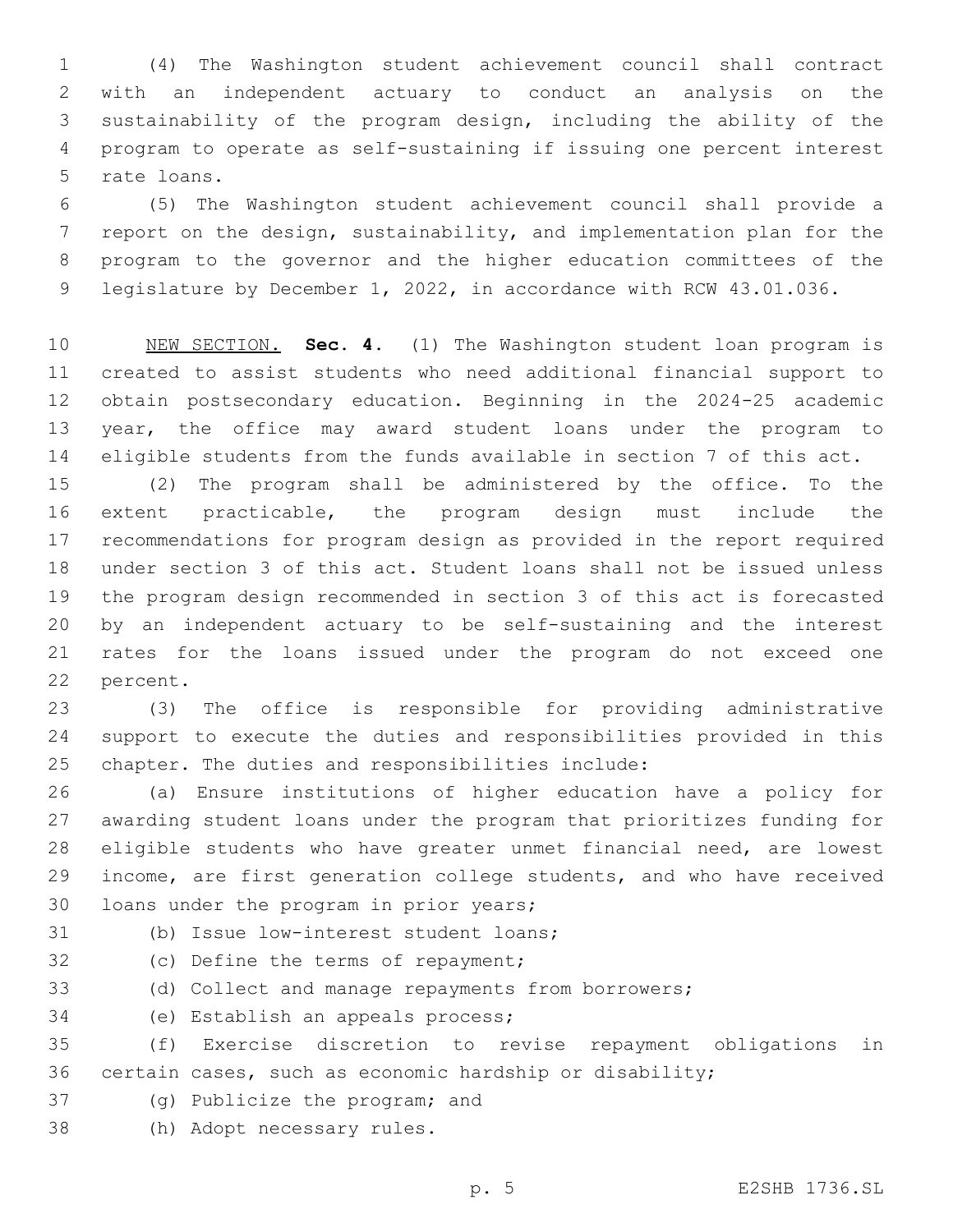(4) The Washington student achievement council shall contract with an independent actuary to conduct an analysis on the sustainability of the program design, including the ability of the program to operate as self-sustaining if issuing one percent interest rate loans.

(5) The Washington student achievement council shall provide a report on the design, sustainability, and implementation plan for the program to the governor and the higher education committees of the legislature by December 1, 2022, in accordance with RCW 43.01.036.

NEW SECTION. **Sec. 4.** (1) The Washington student loan program is created to assist students who need additional financial support to obtain postsecondary education. Beginning in the 2024-25 academic year, the office may award student loans under the program to eligible students from the funds available in section 7 of this act.

(2) The program shall be administered by the office. To the extent practicable, the program design must include the recommendations for program design as provided in the report required under section 3 of this act. Student loans shall not be issued unless the program design recommended in section 3 of this act is forecasted by an independent actuary to be self-sustaining and the interest rates for the loans issued under the program do not exceed one percent.

(3) The office is responsible for providing administrative support to execute the duties and responsibilities provided in this chapter. The duties and responsibilities include:

(a) Ensure institutions of higher education have a policy for awarding student loans under the program that prioritizes funding for eligible students who have greater unmet financial need, are lowest income, are first generation college students, and who have received loans under the program in prior years;

(b) Issue low-interest student loans;

(c) Define the terms of repayment;

(d) Collect and manage repayments from borrowers;

(e) Establish an appeals process;

(f) Exercise discretion to revise repayment obligations in certain cases, such as economic hardship or disability;

(g) Publicize the program; and

(h) Adopt necessary rules.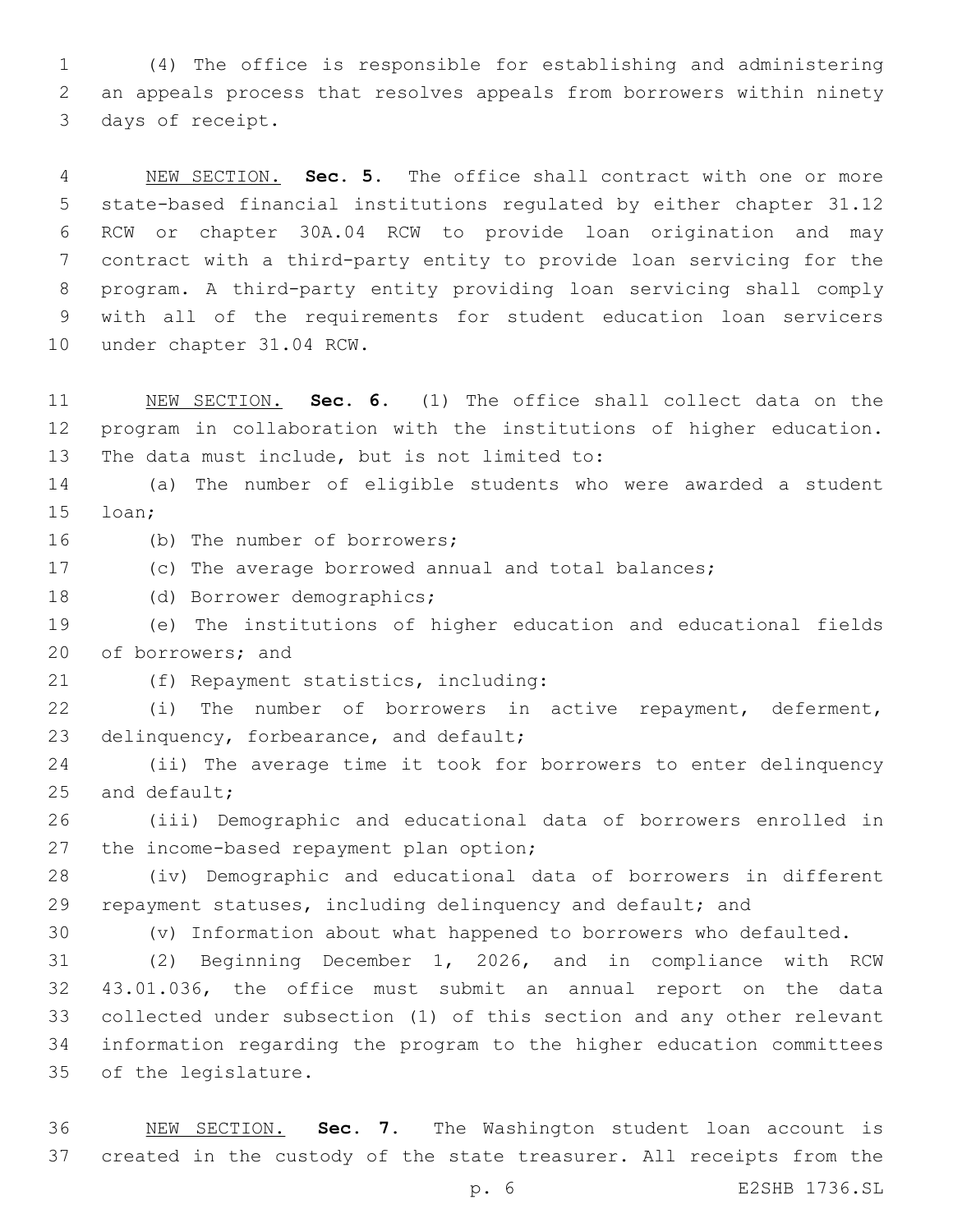(4) The office is responsible for establishing and administering an appeals process that resolves appeals from borrowers within ninety days of receipt.

NEW SECTION. **Sec. 5.** The office shall contract with one or more state-based financial institutions regulated by either chapter 31.12 RCW or chapter 30A.04 RCW to provide loan origination and may contract with a third-party entity to provide loan servicing for the program. A third-party entity providing loan servicing shall comply with all of the requirements for student education loan servicers under chapter 31.04 RCW.

NEW SECTION. **Sec. 6.** (1) The office shall collect data on the program in collaboration with the institutions of higher education. The data must include, but is not limited to:

(a) The number of eligible students who were awarded a student loan;

(b) The number of borrowers;

(c) The average borrowed annual and total balances;

(d) Borrower demographics;

(e) The institutions of higher education and educational fields of borrowers; and

(f) Repayment statistics, including:

(i) The number of borrowers in active repayment, deferment, delinquency, forbearance, and default;

(ii) The average time it took for borrowers to enter delinquency and default;

(iii) Demographic and educational data of borrowers enrolled in the income-based repayment plan option;

(iv) Demographic and educational data of borrowers in different repayment statuses, including delinquency and default; and

(v) Information about what happened to borrowers who defaulted.

(2) Beginning December 1, 2026, and in compliance with RCW 43.01.036, the office must submit an annual report on the data collected under subsection (1) of this section and any other relevant information regarding the program to the higher education committees of the legislature.

NEW SECTION. **Sec. 7.** The Washington student loan account is created in the custody of the state treasurer. All receipts from the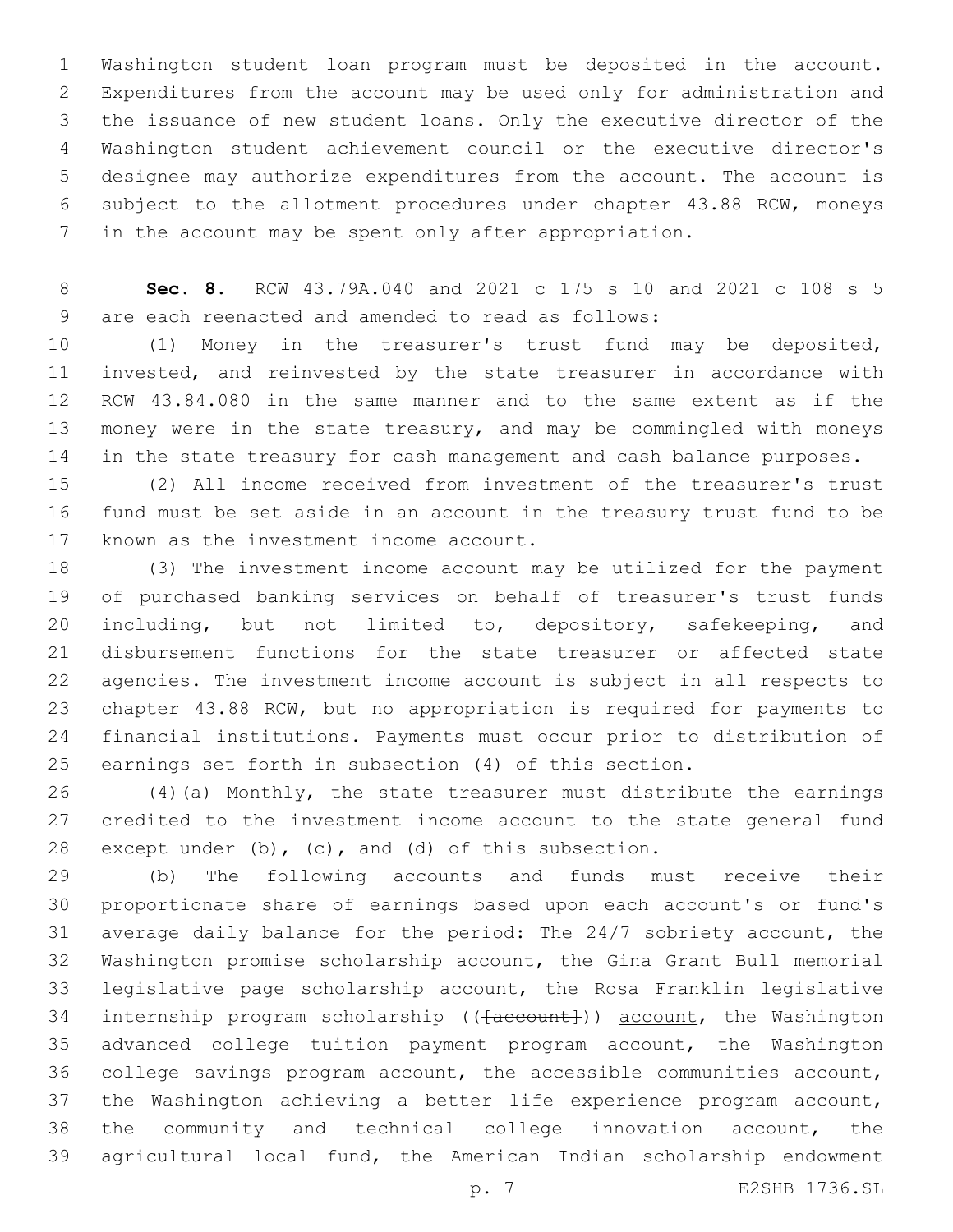Washington student loan program must be deposited in the account. Expenditures from the account may be used only for administration and the issuance of new student loans. Only the executive director of the Washington student achievement council or the executive director's designee may authorize expenditures from the account. The account is subject to the allotment procedures under chapter 43.88 RCW, moneys in the account may be spent only after appropriation.

**Sec. 8.** RCW 43.79A.040 and 2021 c 175 s 10 and 2021 c 108 s 5 are each reenacted and amended to read as follows:

(1) Money in the treasurer's trust fund may be deposited, invested, and reinvested by the state treasurer in accordance with RCW 43.84.080 in the same manner and to the same extent as if the money were in the state treasury, and may be commingled with moneys in the state treasury for cash management and cash balance purposes.

(2) All income received from investment of the treasurer's trust fund must be set aside in an account in the treasury trust fund to be known as the investment income account.

(3) The investment income account may be utilized for the payment of purchased banking services on behalf of treasurer's trust funds including, but not limited to, depository, safekeeping, and disbursement functions for the state treasurer or affected state agencies. The investment income account is subject in all respects to chapter 43.88 RCW, but no appropriation is required for payments to financial institutions. Payments must occur prior to distribution of earnings set forth in subsection (4) of this section.

(4)(a) Monthly, the state treasurer must distribute the earnings credited to the investment income account to the state general fund except under (b), (c), and (d) of this subsection.

(b) The following accounts and funds must receive their proportionate share of earnings based upon each account's or fund's average daily balance for the period: The 24/7 sobriety account, the Washington promise scholarship account, the Gina Grant Bull memorial legislative page scholarship account, the Rosa Franklin legislative internship program scholarship ((~~[account]~~)) <u>account</u>, the Washington advanced college tuition payment program account, the Washington college savings program account, the accessible communities account, the Washington achieving a better life experience program account, the community and technical college innovation account, the agricultural local fund, the American Indian scholarship endowment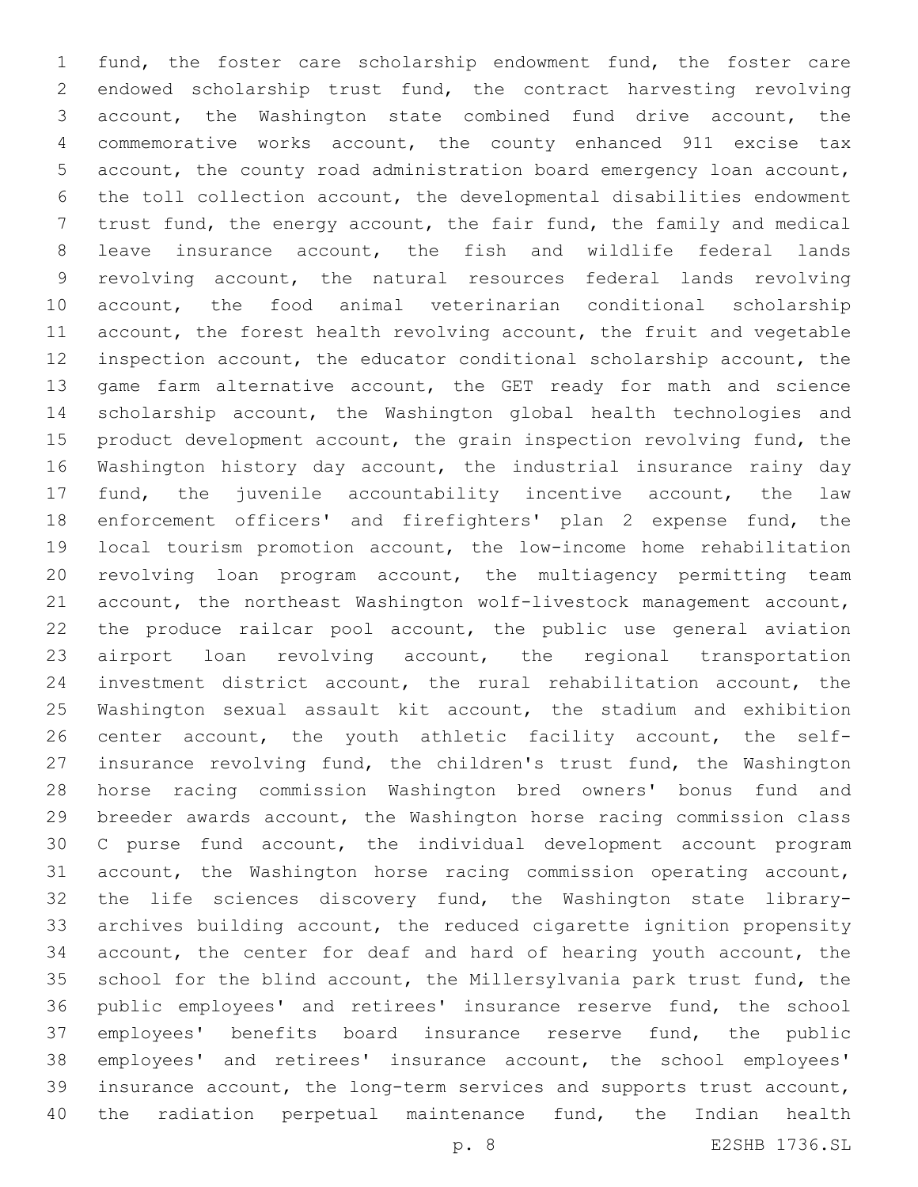fund, the foster care scholarship endowment fund, the foster care endowed scholarship trust fund, the contract harvesting revolving account, the Washington state combined fund drive account, the commemorative works account, the county enhanced 911 excise tax account, the county road administration board emergency loan account, the toll collection account, the developmental disabilities endowment trust fund, the energy account, the fair fund, the family and medical leave insurance account, the fish and wildlife federal lands revolving account, the natural resources federal lands revolving account, the food animal veterinarian conditional scholarship account, the forest health revolving account, the fruit and vegetable inspection account, the educator conditional scholarship account, the game farm alternative account, the GET ready for math and science scholarship account, the Washington global health technologies and product development account, the grain inspection revolving fund, the Washington history day account, the industrial insurance rainy day fund, the juvenile accountability incentive account, the law enforcement officers' and firefighters' plan 2 expense fund, the local tourism promotion account, the low-income home rehabilitation revolving loan program account, the multiagency permitting team account, the northeast Washington wolf-livestock management account, the produce railcar pool account, the public use general aviation airport loan revolving account, the regional transportation investment district account, the rural rehabilitation account, the Washington sexual assault kit account, the stadium and exhibition center account, the youth athletic facility account, the self-insurance revolving fund, the children's trust fund, the Washington horse racing commission Washington bred owners' bonus fund and breeder awards account, the Washington horse racing commission class C purse fund account, the individual development account program account, the Washington horse racing commission operating account, the life sciences discovery fund, the Washington state library-archives building account, the reduced cigarette ignition propensity account, the center for deaf and hard of hearing youth account, the school for the blind account, the Millersylvania park trust fund, the public employees' and retirees' insurance reserve fund, the school employees' benefits board insurance reserve fund, the public employees' and retirees' insurance account, the school employees' insurance account, the long-term services and supports trust account, the radiation perpetual maintenance fund, the Indian health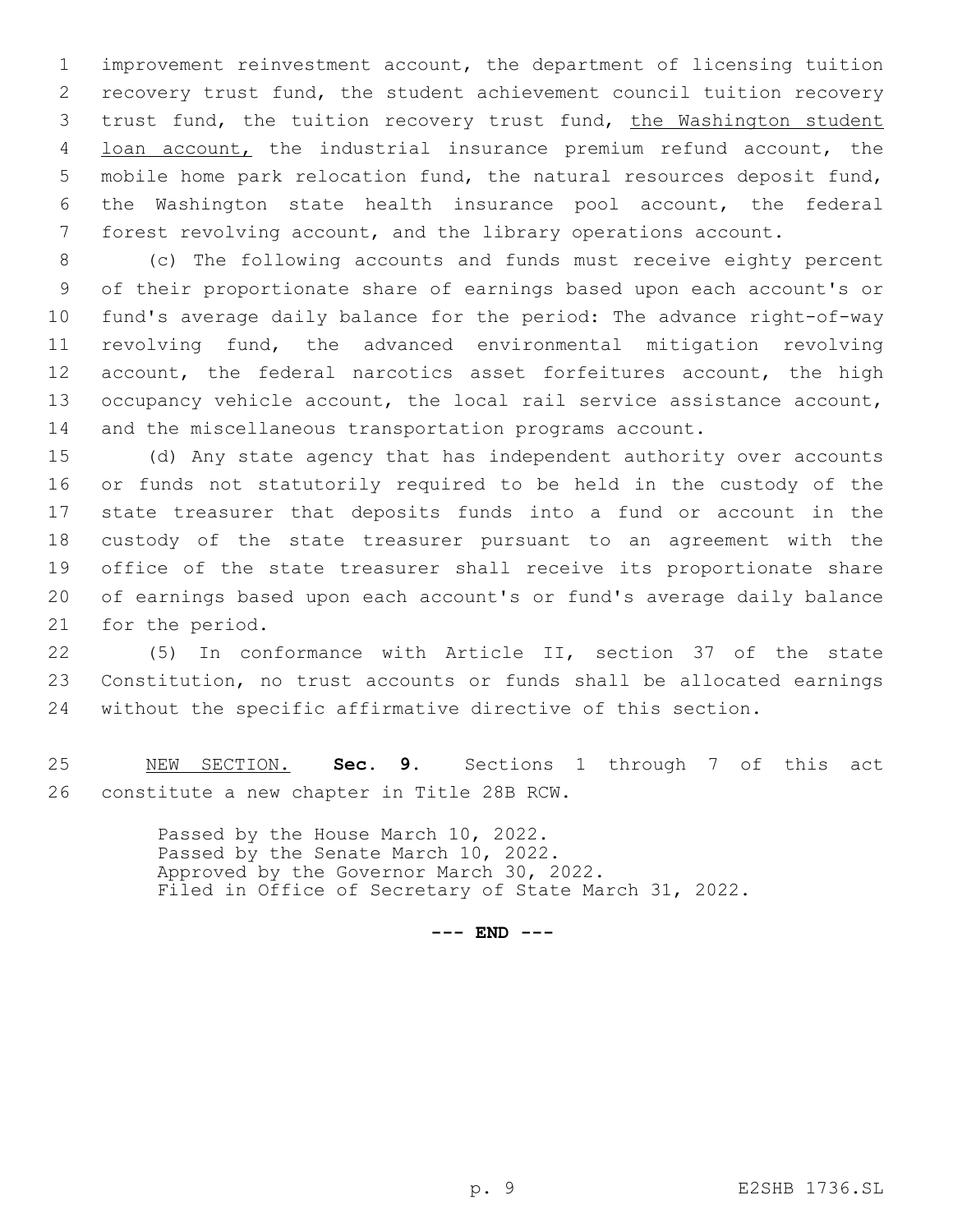improvement reinvestment account, the department of licensing tuition recovery trust fund, the student achievement council tuition recovery trust fund, the tuition recovery trust fund, <u>the Washington student loan account,</u> the industrial insurance premium refund account, the mobile home park relocation fund, the natural resources deposit fund, the Washington state health insurance pool account, the federal forest revolving account, and the library operations account.

(c) The following accounts and funds must receive eighty percent of their proportionate share of earnings based upon each account's or fund's average daily balance for the period: The advance right-of-way revolving fund, the advanced environmental mitigation revolving account, the federal narcotics asset forfeitures account, the high occupancy vehicle account, the local rail service assistance account, and the miscellaneous transportation programs account.

(d) Any state agency that has independent authority over accounts or funds not statutorily required to be held in the custody of the state treasurer that deposits funds into a fund or account in the custody of the state treasurer pursuant to an agreement with the office of the state treasurer shall receive its proportionate share of earnings based upon each account's or fund's average daily balance for the period.

(5) In conformance with Article II, section 37 of the state Constitution, no trust accounts or funds shall be allocated earnings without the specific affirmative directive of this section.

<u>NEW SECTION.</u> **Sec. 9.** Sections 1 through 7 of this act constitute a new chapter in Title 28B RCW.

Passed by the House March 10, 2022.
Passed by the Senate March 10, 2022.
Approved by the Governor March 30, 2022.
Filed in Office of Secretary of State March 31, 2022.

**--- END ---**